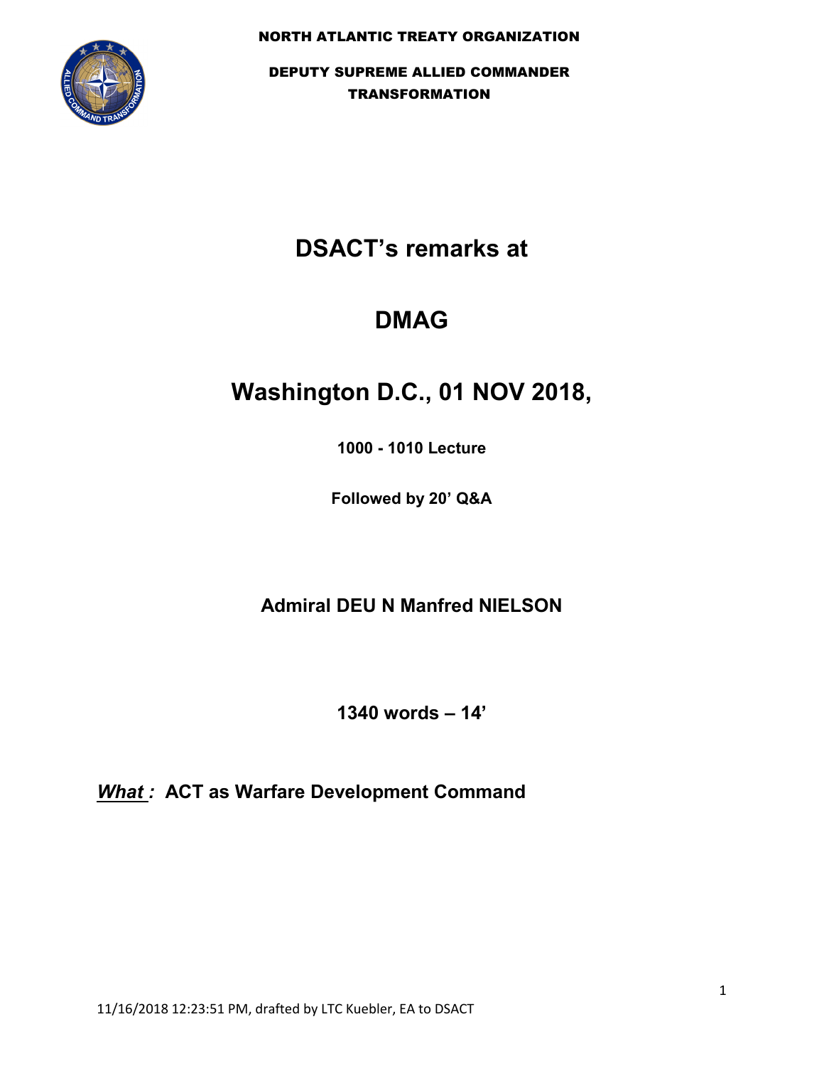NORTH ATLANTIC TREATY ORGANIZATION

DEPUTY SUPREME ALLIED COMMANDER TRANSFORMATION

# DSACT's remarks at

# DMAG

# Washington D.C., 01 NOV 2018,

**1000 - 1010 Lecture**

**Followed by 20' Q&A**

**Admiral DEU N Manfred NIELSON**

**1340 words – 14'**

***What :*** **ACT as Warfare Development Command**

11/16/2018 12:23:51 PM, drafted by LTC Kuebler, EA to DSACT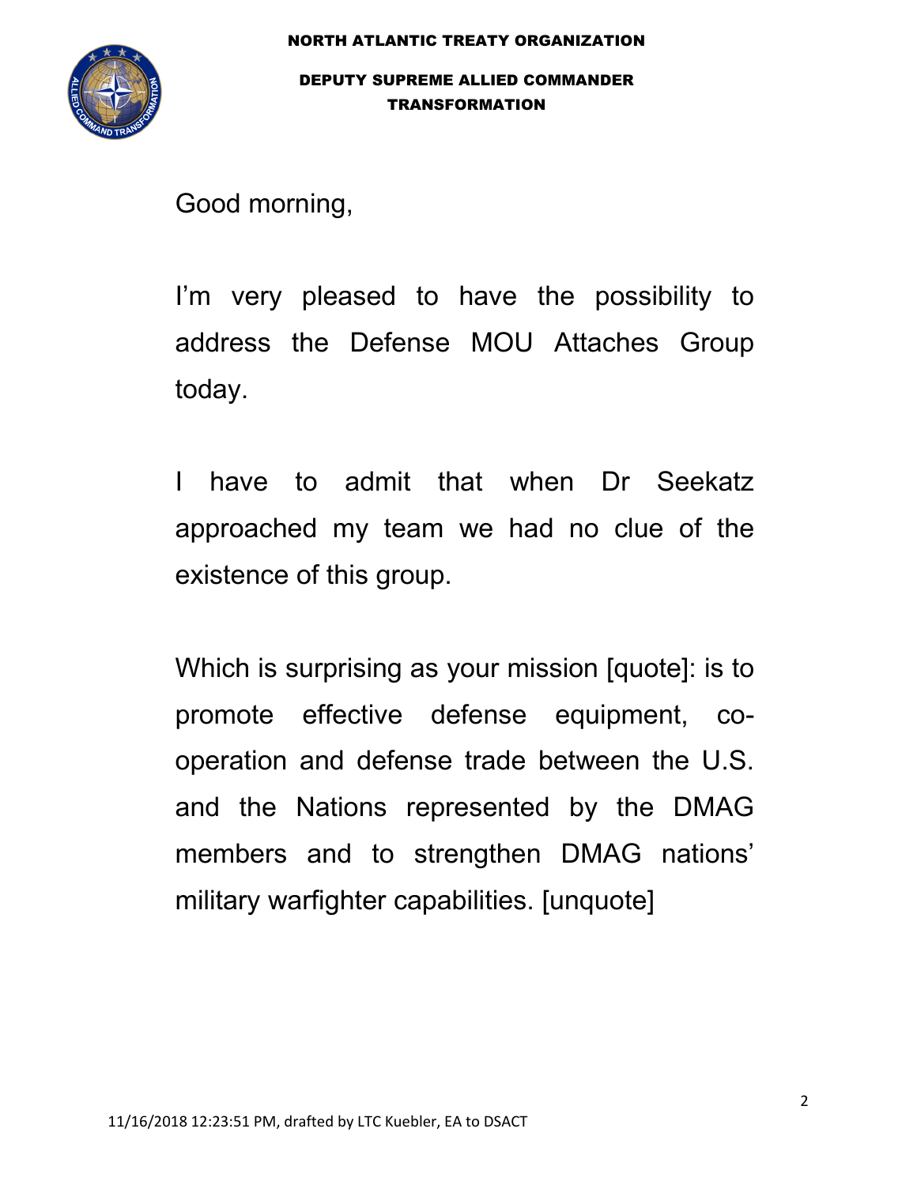Good morning,

I'm very pleased to have the possibility to address the Defense MOU Attaches Group today.

I have to admit that when Dr Seekatz approached my team we had no clue of the existence of this group.

Which is surprising as your mission [quote]: is to promote effective defense equipment, co-operation and defense trade between the U.S. and the Nations represented by the DMAG members and to strengthen DMAG nations' military warfighter capabilities. [unquote]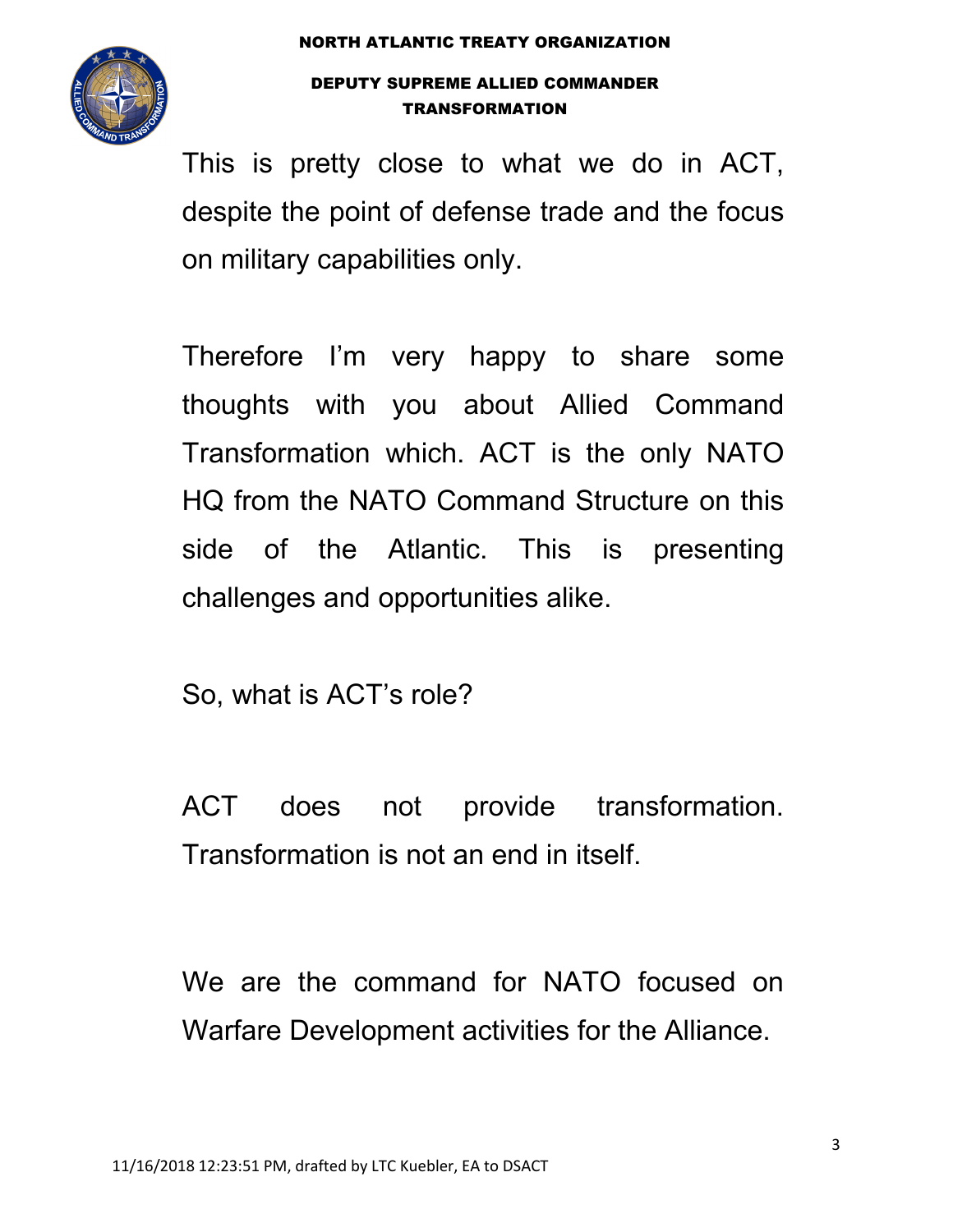This is pretty close to what we do in ACT, despite the point of defense trade and the focus on military capabilities only.

Therefore I'm very happy to share some thoughts with you about Allied Command Transformation which. ACT is the only NATO HQ from the NATO Command Structure on this side of the Atlantic. This is presenting challenges and opportunities alike.

So, what is ACT's role?

ACT does not provide transformation. Transformation is not an end in itself.

We are the command for NATO focused on Warfare Development activities for the Alliance.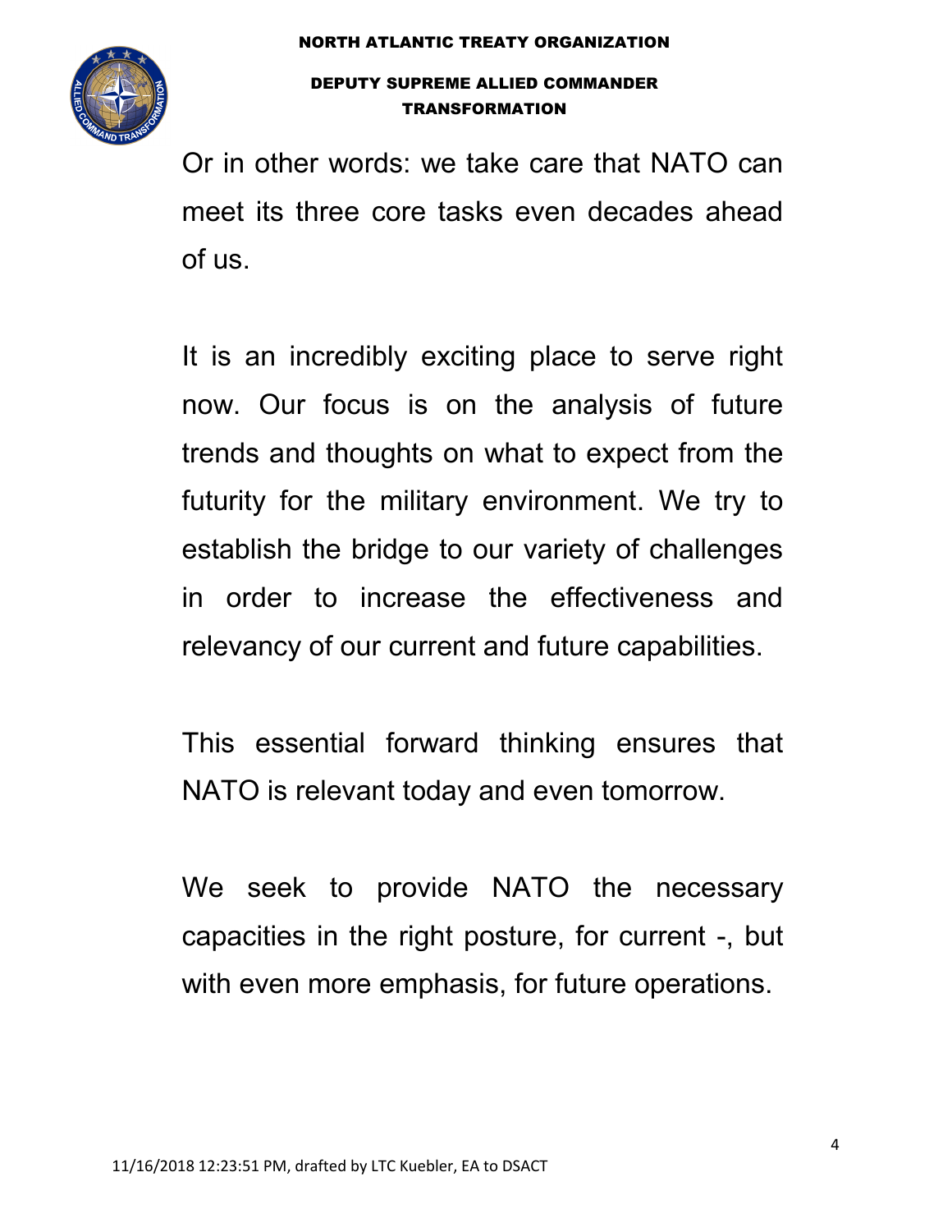Or in other words: we take care that NATO can meet its three core tasks even decades ahead of us.

It is an incredibly exciting place to serve right now. Our focus is on the analysis of future trends and thoughts on what to expect from the futurity for the military environment. We try to establish the bridge to our variety of challenges in order to increase the effectiveness and relevancy of our current and future capabilities.

This essential forward thinking ensures that NATO is relevant today and even tomorrow.

We seek to provide NATO the necessary capacities in the right posture, for current -, but with even more emphasis, for future operations.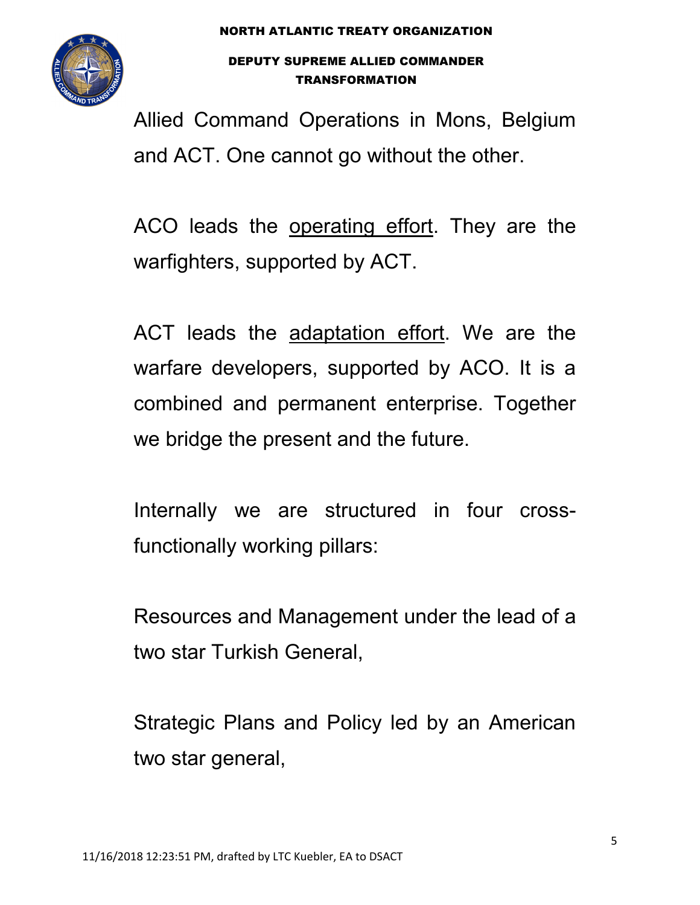Allied Command Operations in Mons, Belgium and ACT. One cannot go without the other.

ACO leads the <u>operating effort</u>. They are the warfighters, supported by ACT.

ACT leads the <u>adaptation effort</u>. We are the warfare developers, supported by ACO. It is a combined and permanent enterprise. Together we bridge the present and the future.

Internally we are structured in four cross-functionally working pillars:

Resources and Management under the lead of a two star Turkish General,

Strategic Plans and Policy led by an American two star general,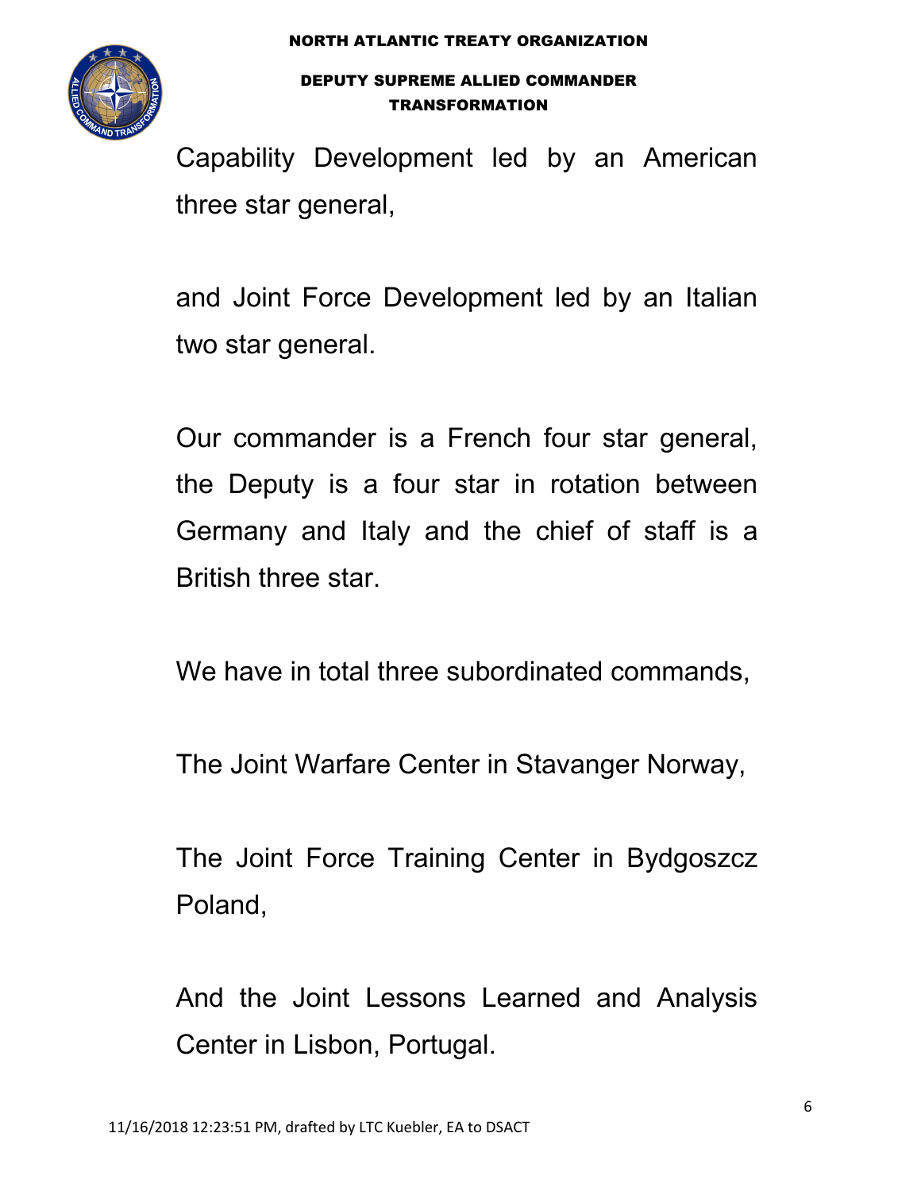Capability Development led by an American three star general,

and Joint Force Development led by an Italian two star general.

Our commander is a French four star general, the Deputy is a four star in rotation between Germany and Italy and the chief of staff is a British three star.

We have in total three subordinated commands,

The Joint Warfare Center in Stavanger Norway,

The Joint Force Training Center in Bydgoszcz Poland,

And the Joint Lessons Learned and Analysis Center in Lisbon, Portugal.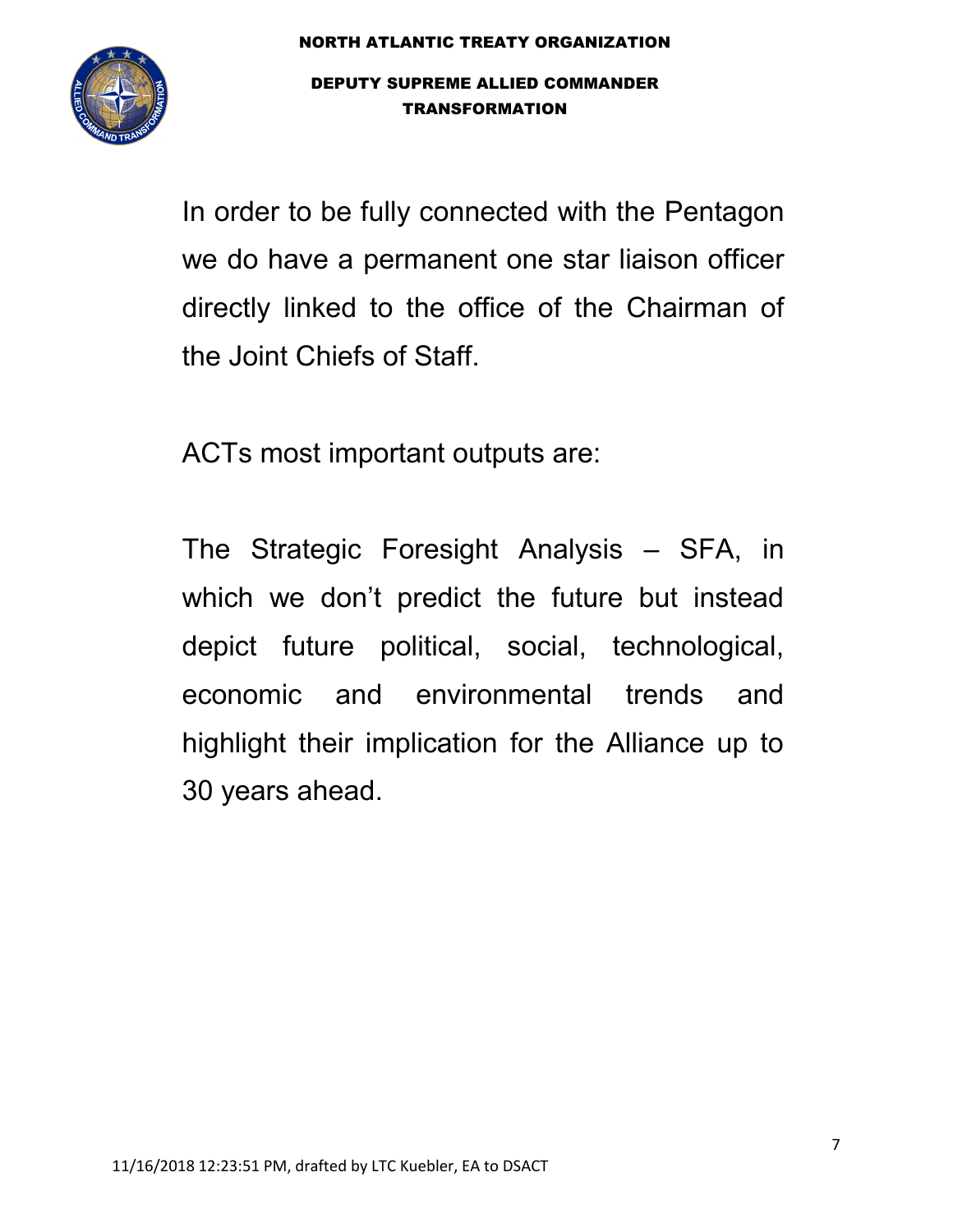In order to be fully connected with the Pentagon we do have a permanent one star liaison officer directly linked to the office of the Chairman of the Joint Chiefs of Staff.

ACTs most important outputs are:

The Strategic Foresight Analysis – SFA, in which we don't predict the future but instead depict future political, social, technological, economic and environmental trends and highlight their implication for the Alliance up to 30 years ahead.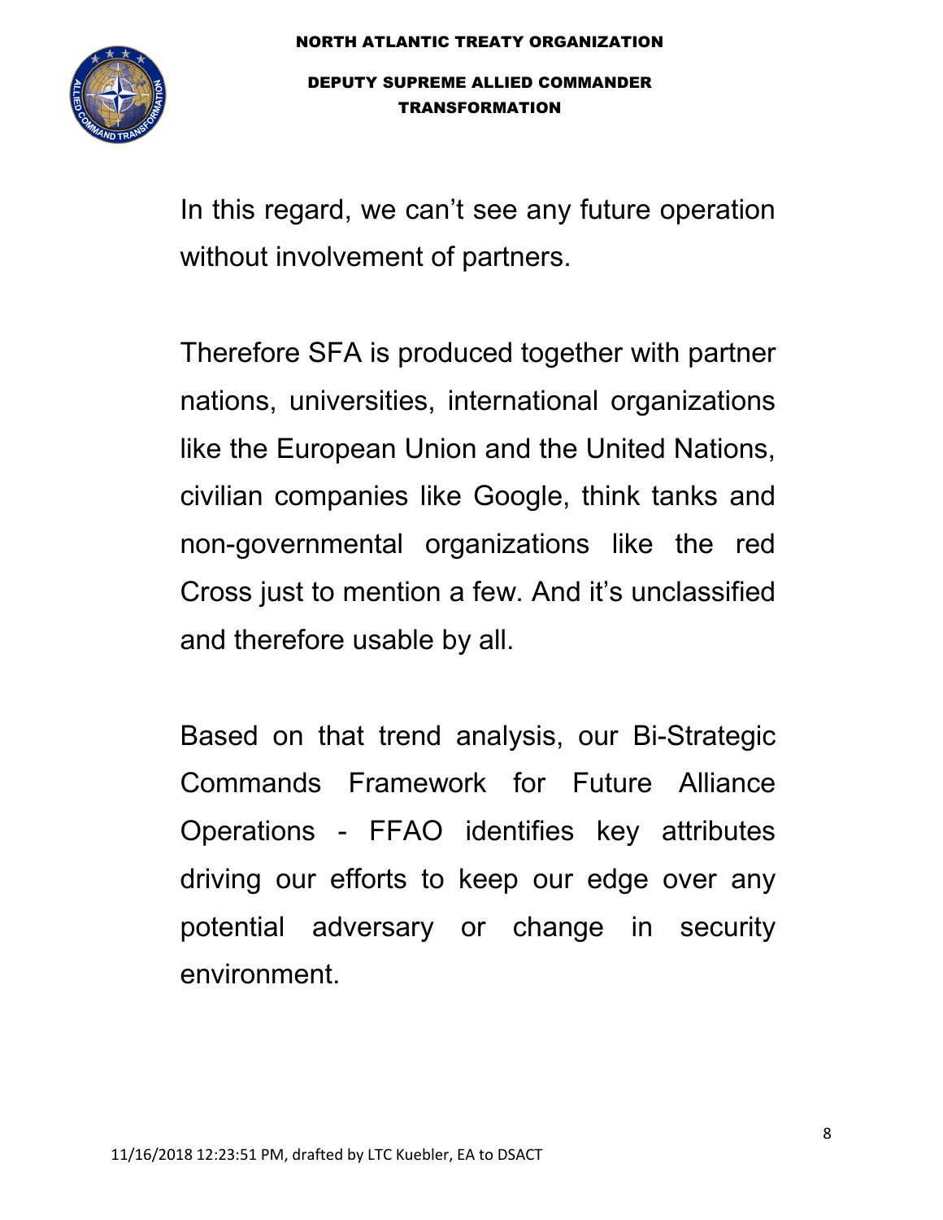In this regard, we can't see any future operation without involvement of partners.

Therefore SFA is produced together with partner nations, universities, international organizations like the European Union and the United Nations, civilian companies like Google, think tanks and non-governmental organizations like the red Cross just to mention a few. And it's unclassified and therefore usable by all.

Based on that trend analysis, our Bi-Strategic Commands Framework for Future Alliance Operations - FFAO identifies key attributes driving our efforts to keep our edge over any potential adversary or change in security environment.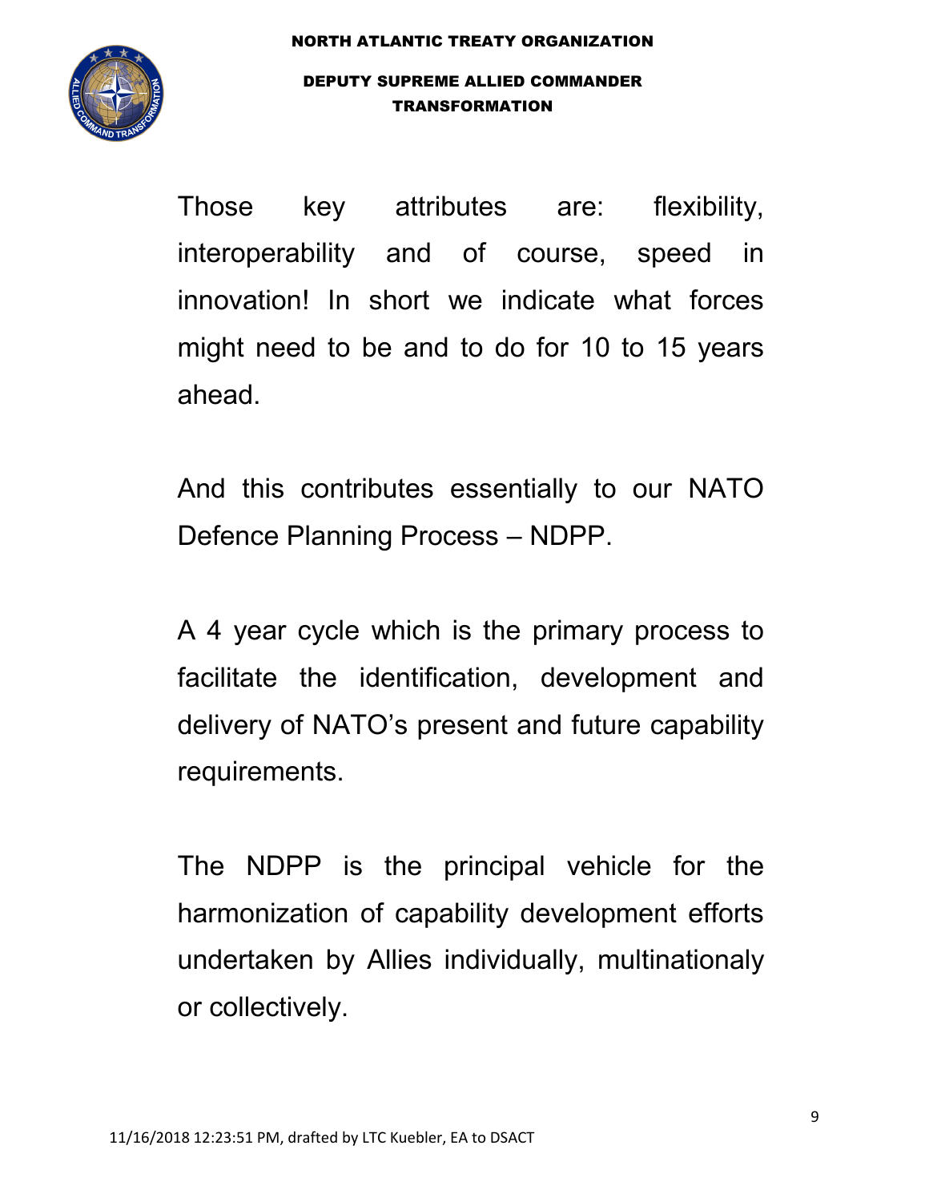Those key attributes are: flexibility, interoperability and of course, speed in innovation! In short we indicate what forces might need to be and to do for 10 to 15 years ahead.

And this contributes essentially to our NATO Defence Planning Process – NDPP.

A 4 year cycle which is the primary process to facilitate the identification, development and delivery of NATO's present and future capability requirements.

The NDPP is the principal vehicle for the harmonization of capability development efforts undertaken by Allies individually, multinationaly or collectively.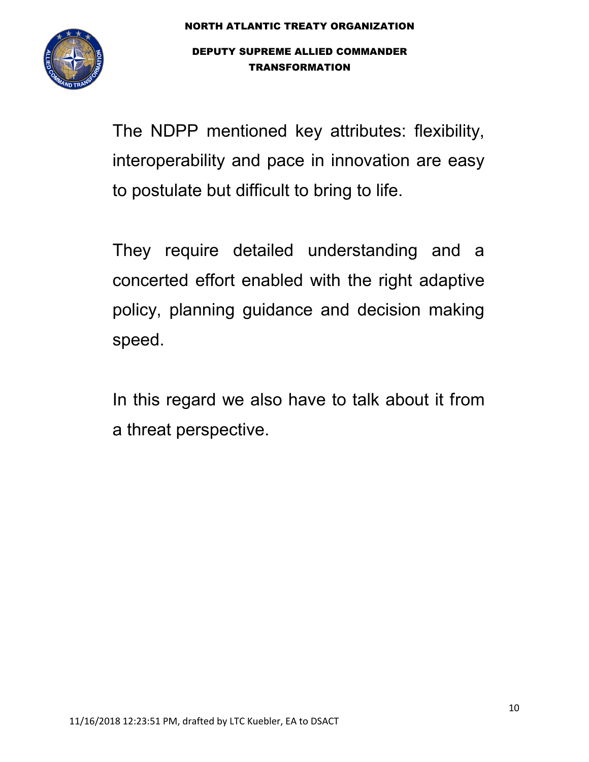The NDPP mentioned key attributes: flexibility, interoperability and pace in innovation are easy to postulate but difficult to bring to life.

They require detailed understanding and a concerted effort enabled with the right adaptive policy, planning guidance and decision making speed.

In this regard we also have to talk about it from a threat perspective.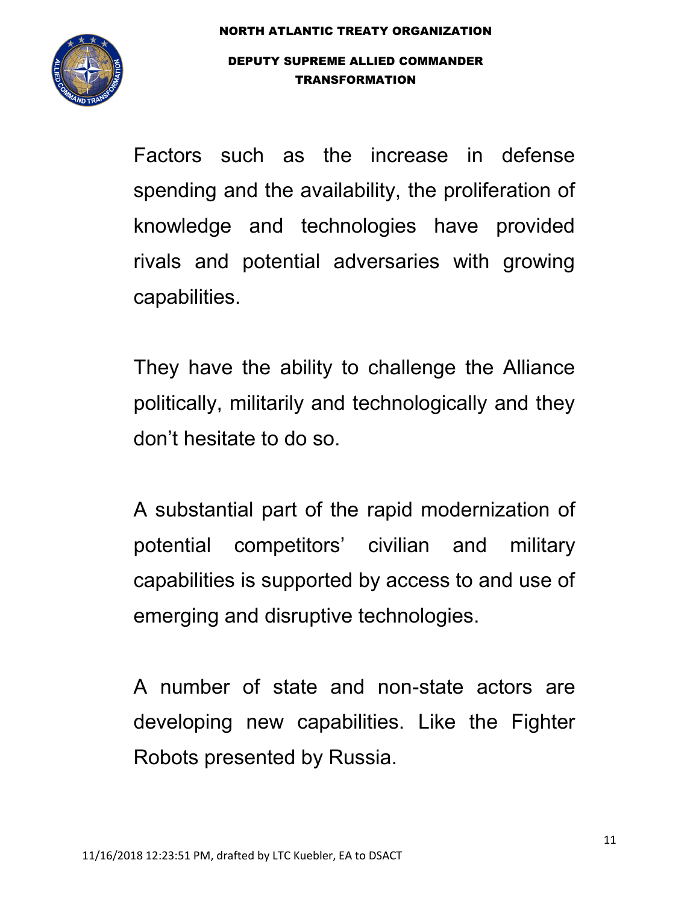Factors such as the increase in defense spending and the availability, the proliferation of knowledge and technologies have provided rivals and potential adversaries with growing capabilities.

They have the ability to challenge the Alliance politically, militarily and technologically and they don't hesitate to do so.

A substantial part of the rapid modernization of potential competitors' civilian and military capabilities is supported by access to and use of emerging and disruptive technologies.

A number of state and non-state actors are developing new capabilities. Like the Fighter Robots presented by Russia.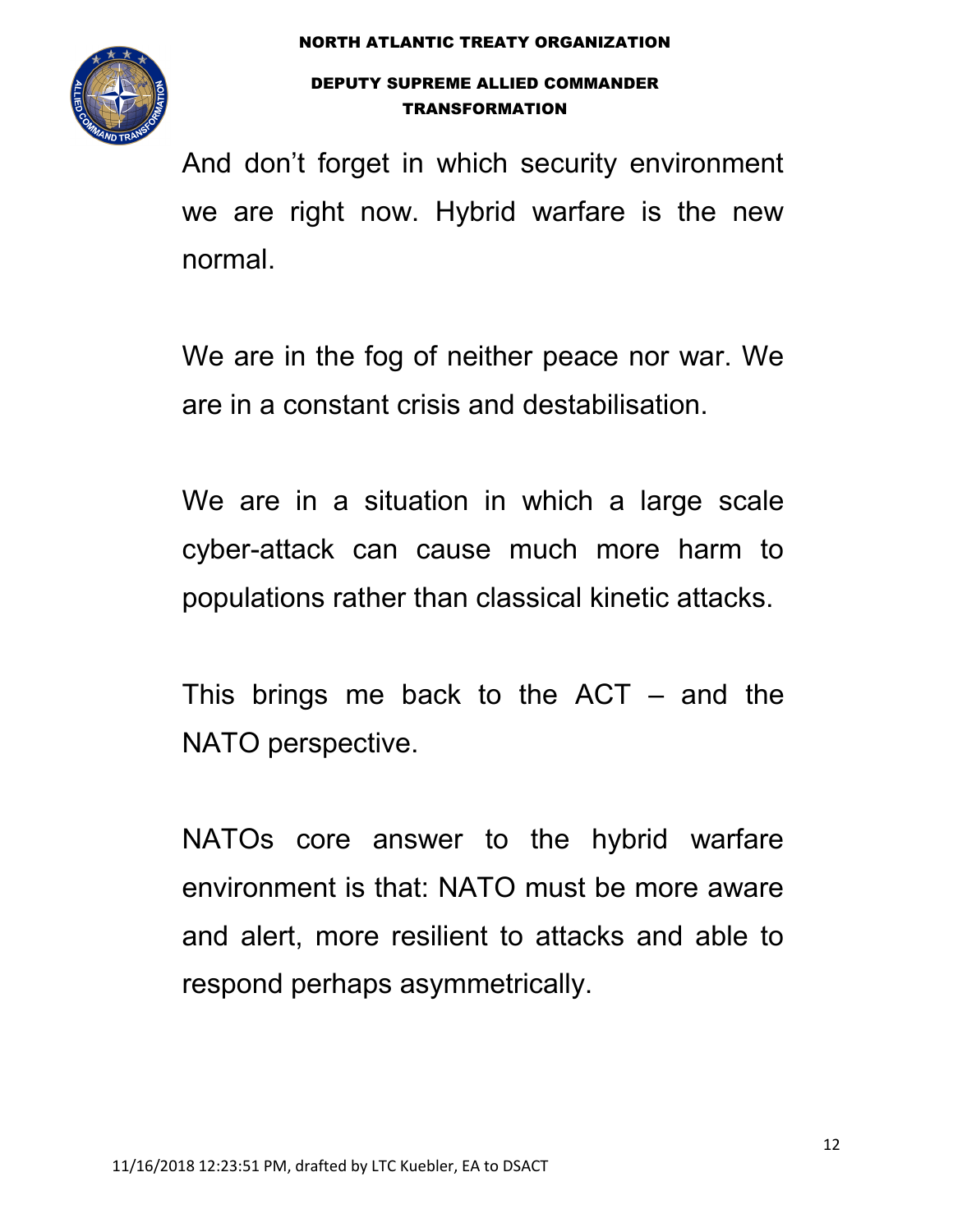And don’t forget in which security environment we are right now. Hybrid warfare is the new normal.

We are in the fog of neither peace nor war. We are in a constant crisis and destabilisation.

We are in a situation in which a large scale cyber-attack can cause much more harm to populations rather than classical kinetic attacks.

This brings me back to the ACT – and the NATO perspective.

NATOs core answer to the hybrid warfare environment is that: NATO must be more aware and alert, more resilient to attacks and able to respond perhaps asymmetrically.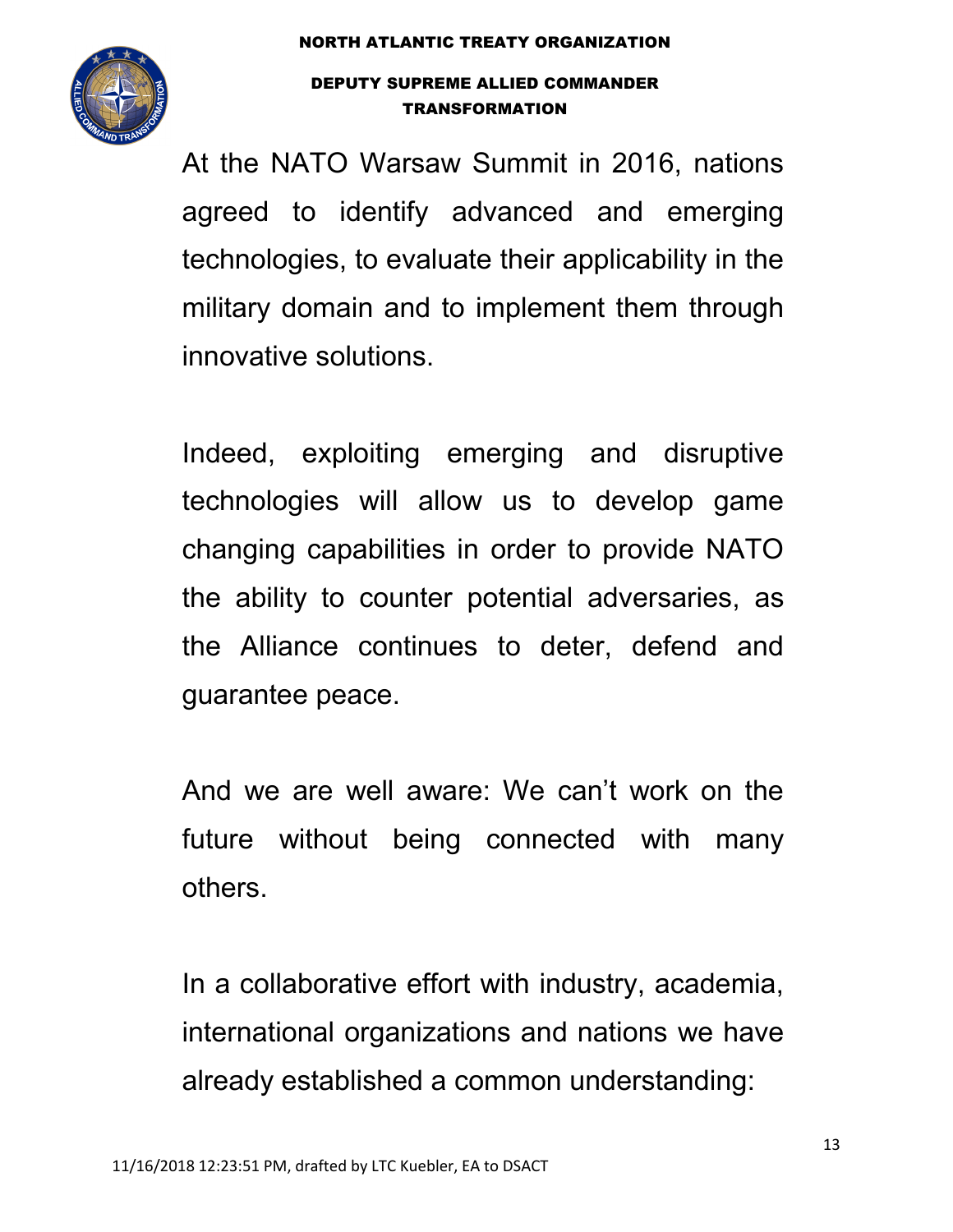At the NATO Warsaw Summit in 2016, nations agreed to identify advanced and emerging technologies, to evaluate their applicability in the military domain and to implement them through innovative solutions.

Indeed, exploiting emerging and disruptive technologies will allow us to develop game changing capabilities in order to provide NATO the ability to counter potential adversaries, as the Alliance continues to deter, defend and guarantee peace.

And we are well aware: We can't work on the future without being connected with many others.

In a collaborative effort with industry, academia, international organizations and nations we have already established a common understanding: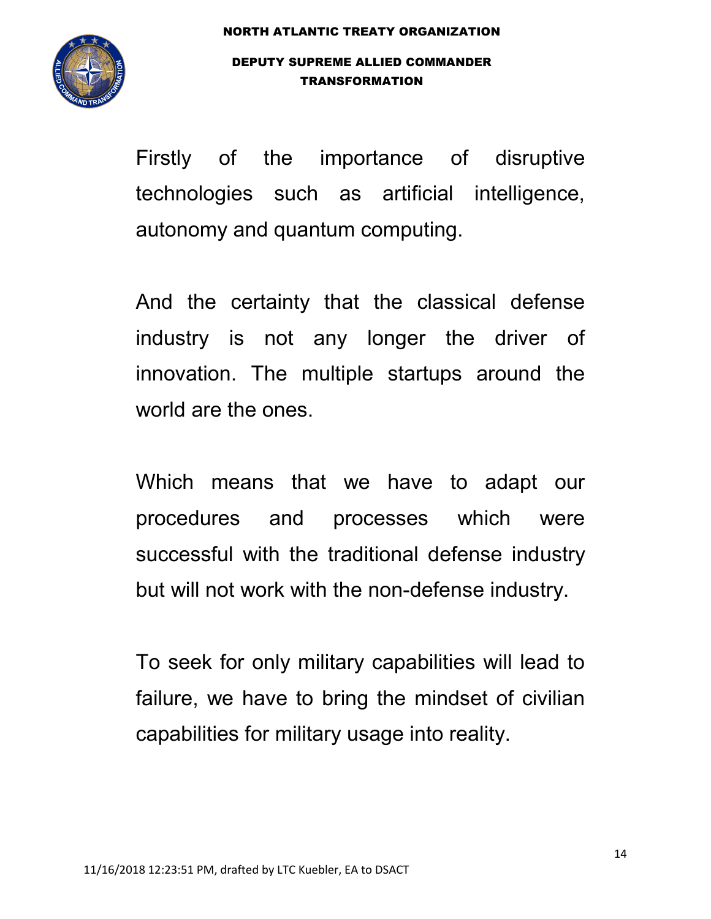Firstly of the importance of disruptive technologies such as artificial intelligence, autonomy and quantum computing.

And the certainty that the classical defense industry is not any longer the driver of innovation. The multiple startups around the world are the ones.

Which means that we have to adapt our procedures and processes which were successful with the traditional defense industry but will not work with the non-defense industry.

To seek for only military capabilities will lead to failure, we have to bring the mindset of civilian capabilities for military usage into reality.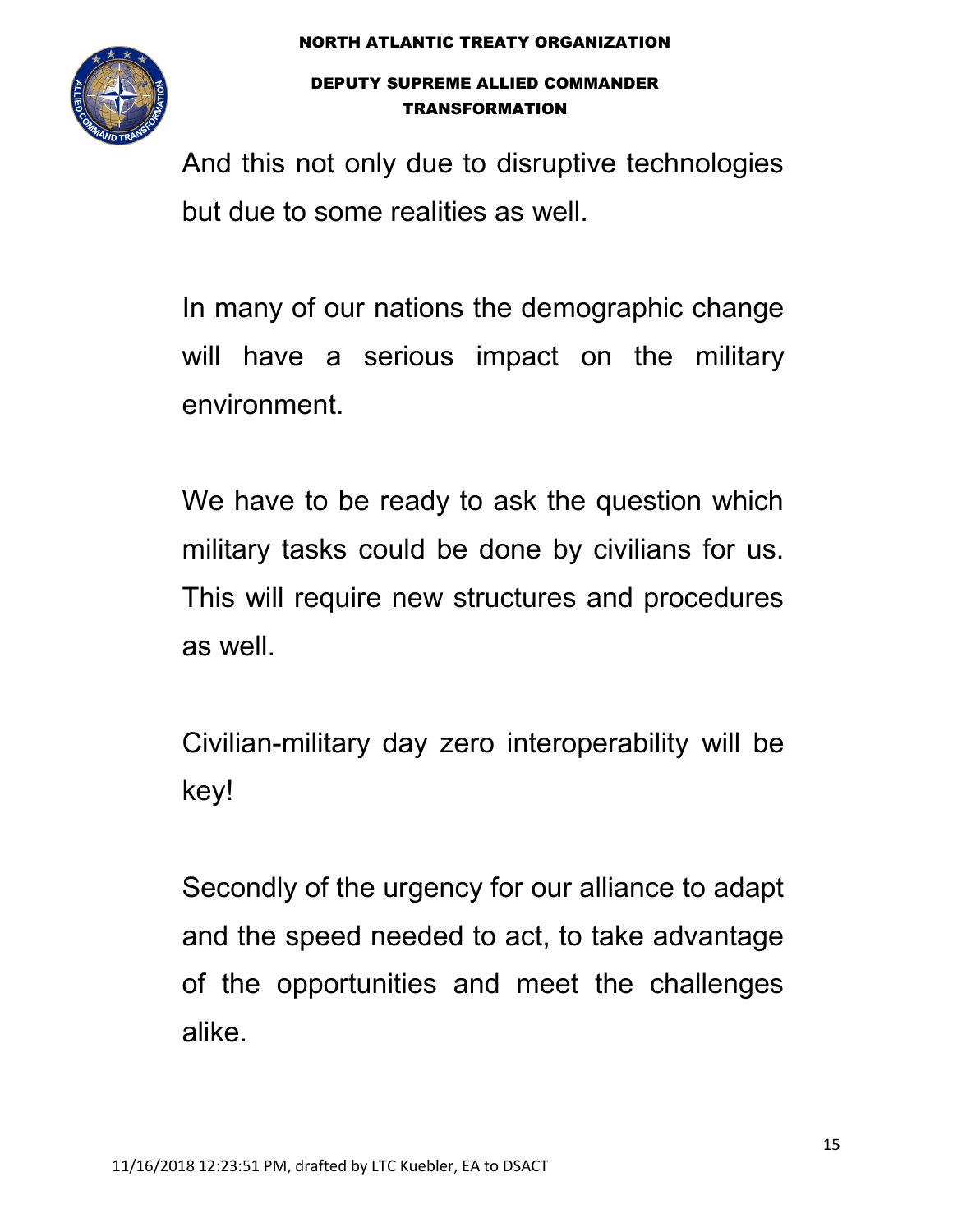And this not only due to disruptive technologies but due to some realities as well.

In many of our nations the demographic change will have a serious impact on the military environment.

We have to be ready to ask the question which military tasks could be done by civilians for us. This will require new structures and procedures as well.

Civilian-military day zero interoperability will be key!

Secondly of the urgency for our alliance to adapt and the speed needed to act, to take advantage of the opportunities and meet the challenges alike.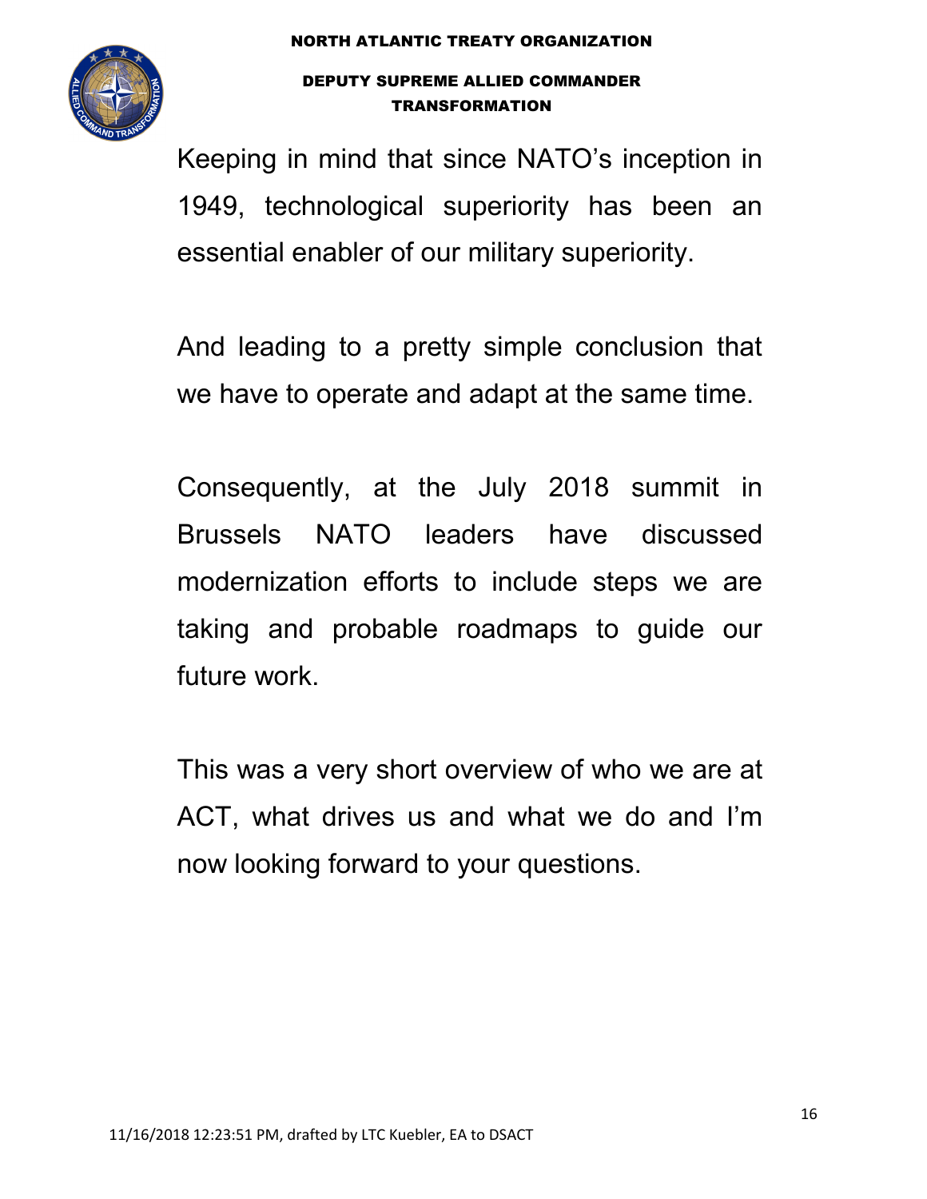Keeping in mind that since NATO's inception in 1949, technological superiority has been an essential enabler of our military superiority.

And leading to a pretty simple conclusion that we have to operate and adapt at the same time.

Consequently, at the July 2018 summit in Brussels NATO leaders have discussed modernization efforts to include steps we are taking and probable roadmaps to guide our future work.

This was a very short overview of who we are at ACT, what drives us and what we do and I'm now looking forward to your questions.